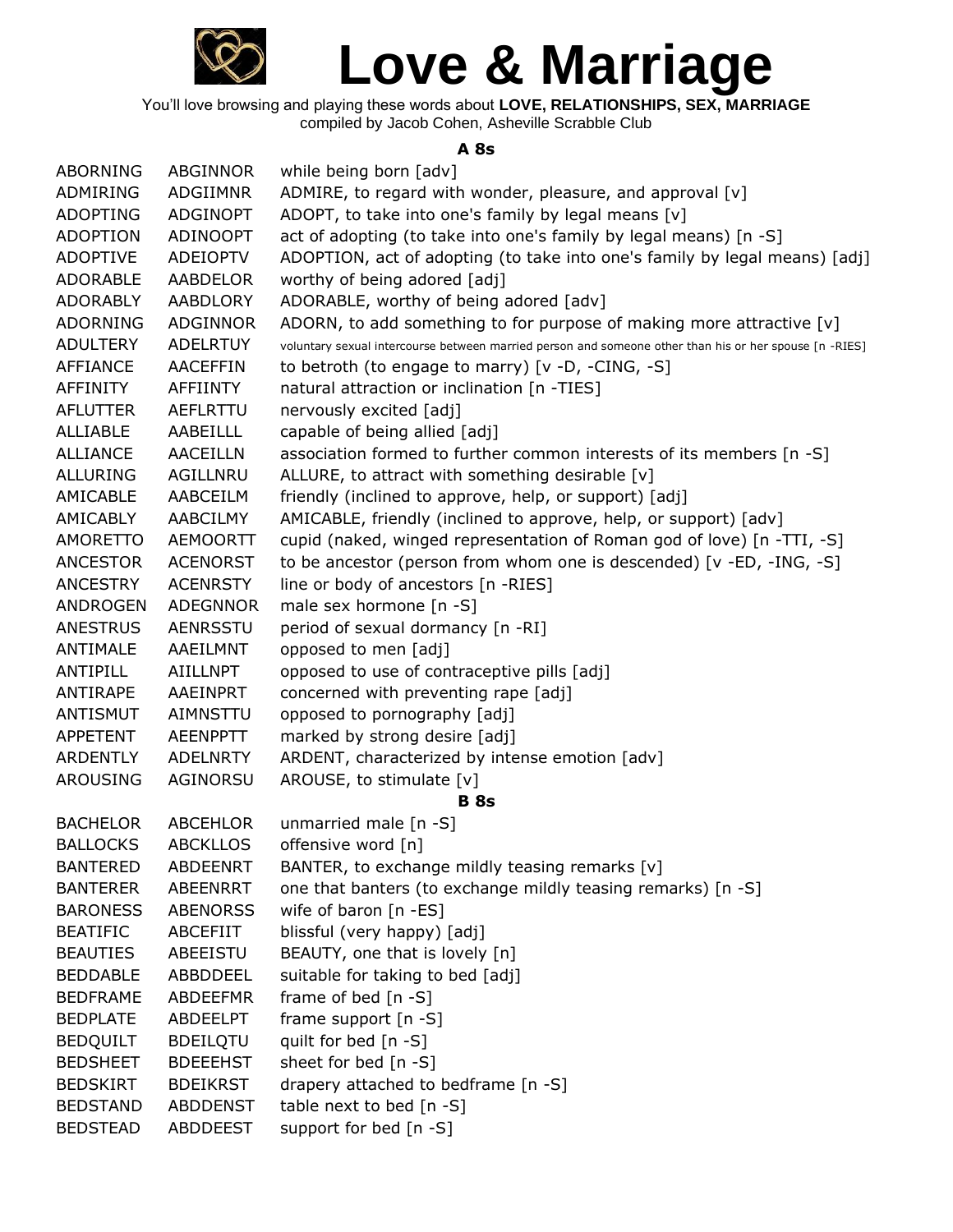# Love & Marriage

You'll love browsing and playing these words about **LOVE, RELATIONSHIPS, SEX, MARRIAGE**
compiled by Jacob Cohen, Asheville Scrabble Club

### A 8s

| | | |
|---|---|---|
| ABORNING | ABGINNOR | while being born [adv] |
| ADMIRING | ADGIIMNR | ADMIRE, to regard with wonder, pleasure, and approval [v] |
| ADOPTING | ADGINOPT | ADOPT, to take into one's family by legal means [v] |
| ADOPTION | ADINOOPT | act of adopting (to take into one's family by legal means) [n -S] |
| ADOPTIVE | ADEIOPTV | ADOPTION, act of adopting (to take into one's family by legal means) [adj] |
| ADORABLE | AABDELOR | worthy of being adored [adj] |
| ADORABLY | AABDLORY | ADORABLE, worthy of being adored [adv] |
| ADORNING | ADGINNOR | ADORN, to add something to for purpose of making more attractive [v] |
| ADULTERY | ADELRTUY | voluntary sexual intercourse between married person and someone other than his or her spouse [n -RIES] |
| AFFIANCE | AACEFFIN | to betroth (to engage to marry) [v -D, -CING, -S] |
| AFFINITY | AFFIINTY | natural attraction or inclination [n -TIES] |
| AFLUTTER | AEFLRTTU | nervously excited [adj] |
| ALLIABLE | AABEILLL | capable of being allied [adj] |
| ALLIANCE | AACEILLN | association formed to further common interests of its members [n -S] |
| ALLURING | AGILLNRU | ALLURE, to attract with something desirable [v] |
| AMICABLE | AABCEILM | friendly (inclined to approve, help, or support) [adj] |
| AMICABLY | AABCILMY | AMICABLE, friendly (inclined to approve, help, or support) [adv] |
| AMORETTO | AEMOORTT | cupid (naked, winged representation of Roman god of love) [n -TTI, -S] |
| ANCESTOR | ACENORST | to be ancestor (person from whom one is descended) [v -ED, -ING, -S] |
| ANCESTRY | ACENRSTY | line or body of ancestors [n -RIES] |
| ANDROGEN | ADEGNNOR | male sex hormone [n -S] |
| ANESTRUS | AENRSSTU | period of sexual dormancy [n -RI] |
| ANTIMALE | AAEILMNT | opposed to men [adj] |
| ANTIPILL | AIILLNPT | opposed to use of contraceptive pills [adj] |
| ANTIRAPE | AAEINPRT | concerned with preventing rape [adj] |
| ANTISMUT | AIMNSTTU | opposed to pornography [adj] |
| APPETENT | AEENPPTT | marked by strong desire [adj] |
| ARDENTLY | ADELNRTY | ARDENT, characterized by intense emotion [adv] |
| AROUSING | AGINORSU | AROUSE, to stimulate [v] |

### B 8s

| | | |
|---|---|---|
| BACHELOR | ABCEHLOR | unmarried male [n -S] |
| BALLOCKS | ABCKLLOS | offensive word [n] |
| BANTERED | ABDEENRT | BANTER, to exchange mildly teasing remarks [v] |
| BANTERER | ABEENRRT | one that banters (to exchange mildly teasing remarks) [n -S] |
| BARONESS | ABENORSS | wife of baron [n -ES] |
| BEATIFIC | ABCEFIIT | blissful (very happy) [adj] |
| BEAUTIES | ABEEISTU | BEAUTY, one that is lovely [n] |
| BEDDABLE | ABBDDEEL | suitable for taking to bed [adj] |
| BEDFRAME | ABDEEFMR | frame of bed [n -S] |
| BEDPLATE | ABDEELPT | frame support [n -S] |
| BEDQUILT | BDEILQTU | quilt for bed [n -S] |
| BEDSHEET | BDEEEHST | sheet for bed [n -S] |
| BEDSKIRT | BDEIKRST | drapery attached to bedframe [n -S] |
| BEDSTAND | ABDDENST | table next to bed [n -S] |
| BEDSTEAD | ABDDEEST | support for bed [n -S] |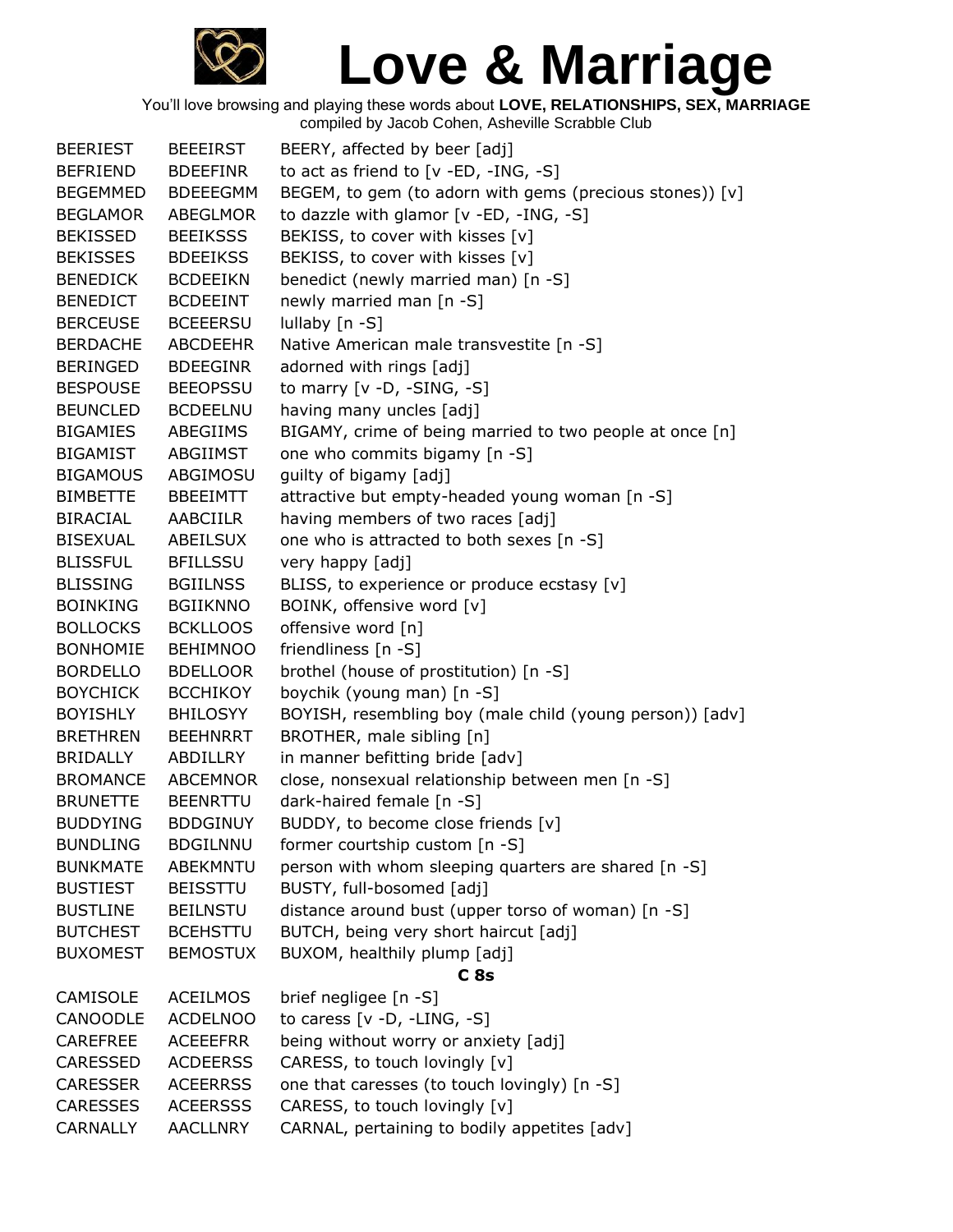# Love & Marriage

You'll love browsing and playing these words about **LOVE, RELATIONSHIPS, SEX, MARRIAGE**
compiled by Jacob Cohen, Asheville Scrabble Club

| | | |
|---|---|---|
| BEERIEST | BEEEIRST | BEERY, affected by beer [adj] |
| BEFRIEND | BDEEFINR | to act as friend to [v -ED, -ING, -S] |
| BEGEMMED | BDEEEGMM | BEGEM, to gem (to adorn with gems (precious stones)) [v] |
| BEGLAMOR | ABEGLMOR | to dazzle with glamor [v -ED, -ING, -S] |
| BEKISSED | BEEIKSSD | BEKISS, to cover with kisses [v] |
| BEKISSES | BDEEIKSS | BEKISS, to cover with kisses [v] |
| BENEDICK | BCDEEIKN | benedict (newly married man) [n -S] |
| BENEDICT | BCDEEINT | newly married man [n -S] |
| BERCEUSE | BCEEERSU | lullaby [n -S] |
| BERDACHE | ABCDEEHR | Native American male transvestite [n -S] |
| BERINGED | BDEEGINR | adorned with rings [adj] |
| BESPOUSE | BEEOPSSU | to marry [v -D, -SING, -S] |
| BEUNCLED | BCDEELNU | having many uncles [adj] |
| BIGAMIES | ABEGIIMS | BIGAMY, crime of being married to two people at once [n] |
| BIGAMIST | ABGIIMST | one who commits bigamy [n -S] |
| BIGAMOUS | ABGIMOSU | guilty of bigamy [adj] |
| BIMBETTE | BBEEIMTT | attractive but empty-headed young woman [n -S] |
| BIRACIAL | AABCIILR | having members of two races [adj] |
| BISEXUAL | ABEILSUX | one who is attracted to both sexes [n -S] |
| BLISSFUL | BFILLSSU | very happy [adj] |
| BLISSING | BGIILNSS | BLISS, to experience or produce ecstasy [v] |
| BOINKING | BGIIKNNO | BOINK, offensive word [v] |
| BOLLOCKS | BCKLLOOS | offensive word [n] |
| BONHOMIE | BEHIMNOO | friendliness [n -S] |
| BORDELLO | BDELLOOR | brothel (house of prostitution) [n -S] |
| BOYCHICK | BCCHIKOY | boychik (young man) [n -S] |
| BOYISHLY | BHILOSYY | BOYISH, resembling boy (male child (young person)) [adv] |
| BRETHREN | BEEHNRRT | BROTHER, male sibling [n] |
| BRIDALLY | ABDILLRY | in manner befitting bride [adv] |
| BROMANCE | ABCEMNOR | close, nonsexual relationship between men [n -S] |
| BRUNETTE | BEENRTTU | dark-haired female [n -S] |
| BUDDYING | BDDGINUY | BUDDY, to become close friends [v] |
| BUNDLING | BDGILNNU | former courtship custom [n -S] |
| BUNKMATE | ABEKMNTU | person with whom sleeping quarters are shared [n -S] |
| BUSTIEST | BEISSTTU | BUSTY, full-bosomed [adj] |
| BUSTLINE | BEILNSTU | distance around bust (upper torso of woman) [n -S] |
| BUTCHEST | BCEHSTTU | BUTCH, being very short haircut [adj] |
| BUXOMEST | BEMOSTUX | BUXOM, healthily plump [adj] |

### C 8s

| | | |
|---|---|---|
| CAMISOLE | ACEILMOS | brief negligee [n -S] |
| CANOODLE | ACDELNOO | to caress [v -D, -LING, -S] |
| CAREFREE | ACEEEFRR | being without worry or anxiety [adj] |
| CARESSED | ACDEERSS | CARESS, to touch lovingly [v] |
| CARESSER | ACEERRSS | one that caresses (to touch lovingly) [n -S] |
| CARESSES | ACEERSSS | CARESS, to touch lovingly [v] |
| CARNALLY | AACLLNRY | CARNAL, pertaining to bodily appetites [adv] |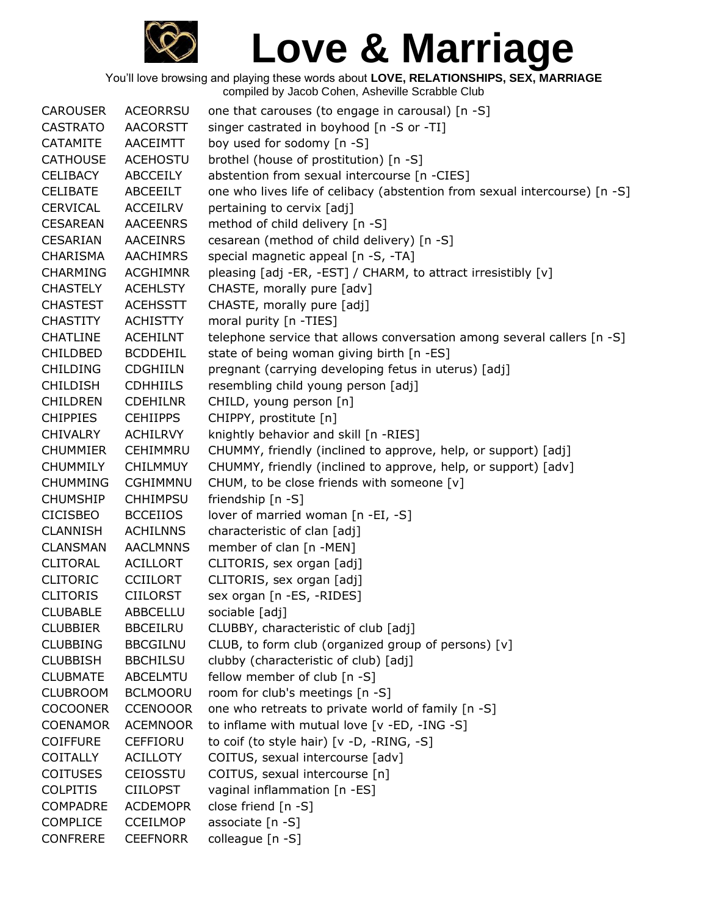# Love & Marriage

You'll love browsing and playing these words about **LOVE, RELATIONSHIPS, SEX, MARRIAGE**
compiled by Jacob Cohen, Asheville Scrabble Club

| | | |
|---|---|---|
| CAROUSER | ACEORRSU | one that carouses (to engage in carousal) [n -S] |
| CASTRATO | AACORSTT | singer castrated in boyhood [n -S or -TI] |
| CATAMITE | AACEIMTT | boy used for sodomy [n -S] |
| CATHOUSE | ACEHOSTU | brothel (house of prostitution) [n -S] |
| CELIBACY | ABCCEILY | abstention from sexual intercourse [n -CIES] |
| CELIBATE | ABCEEILT | one who lives life of celibacy (abstention from sexual intercourse) [n -S] |
| CERVICAL | ACCEILRV | pertaining to cervix [adj] |
| CESAREAN | AACEENRS | method of child delivery [n -S] |
| CESARIAN | AACEINRS | cesarean (method of child delivery) [n -S] |
| CHARISMA | AACHIMRS | special magnetic appeal [n -S, -TA] |
| CHARMING | ACGHIMNR | pleasing [adj -ER, -EST] / CHARM, to attract irresistibly [v] |
| CHASTELY | ACEHLSTY | CHASTE, morally pure [adv] |
| CHASTEST | ACEHSSTT | CHASTE, morally pure [adj] |
| CHASTITY | ACHISTTY | moral purity [n -TIES] |
| CHATLINE | ACEHILNT | telephone service that allows conversation among several callers [n -S] |
| CHILDBED | BCDDEHIL | state of being woman giving birth [n -ES] |
| CHILDING | CDGHIILN | pregnant (carrying developing fetus in uterus) [adj] |
| CHILDISH | CDHHIILS | resembling child young person [adj] |
| CHILDREN | CDEHILNR | CHILD, young person [n] |
| CHIPPIES | CEHIIPPS | CHIPPY, prostitute [n] |
| CHIVALRY | ACHILRVY | knightly behavior and skill [n -RIES] |
| CHUMMIER | CEHIMMRU | CHUMMY, friendly (inclined to approve, help, or support) [adj] |
| CHUMMILY | CHILMMUY | CHUMMY, friendly (inclined to approve, help, or support) [adv] |
| CHUMMING | CGHIMMNU | CHUM, to be close friends with someone [v] |
| CHUMSHIP | CHHIMPSU | friendship [n -S] |
| CICISBEO | BCCEIIOS | lover of married woman [n -EI, -S] |
| CLANNISH | ACHILNNS | characteristic of clan [adj] |
| CLANSMAN | AACLMNNS | member of clan [n -MEN] |
| CLITORAL | ACILLORT | CLITORIS, sex organ [adj] |
| CLITORIC | CCIILORT | CLITORIS, sex organ [adj] |
| CLITORIS | CIILORST | sex organ [n -ES, -RIDES] |
| CLUBABLE | ABBCELLU | sociable [adj] |
| CLUBBIER | BBCEILRU | CLUBBY, characteristic of club [adj] |
| CLUBBING | BBCGILNU | CLUB, to form club (organized group of persons) [v] |
| CLUBBISH | BBCHILSU | clubby (characteristic of club) [adj] |
| CLUBMATE | ABCELMTU | fellow member of club [n -S] |
| CLUBROOM | BCLMOORU | room for club's meetings [n -S] |
| COCOONER | CCENOOOR | one who retreats to private world of family [n -S] |
| COENAMOR | ACEMNOOR | to inflame with mutual love [v -ED, -ING -S] |
| COIFFURE | CEFFIORU | to coif (to style hair) [v -D, -RING, -S] |
| COITALLY | ACILLOTY | COITUS, sexual intercourse [adv] |
| COITUSES | CEIOSSTU | COITUS, sexual intercourse [n] |
| COLPITIS | CIILOPST | vaginal inflammation [n -ES] |
| COMPADRE | ACDEMOPR | close friend [n -S] |
| COMPLICE | CCEILMOP | associate [n -S] |
| CONFRERE | CEEFNORR | colleague [n -S] |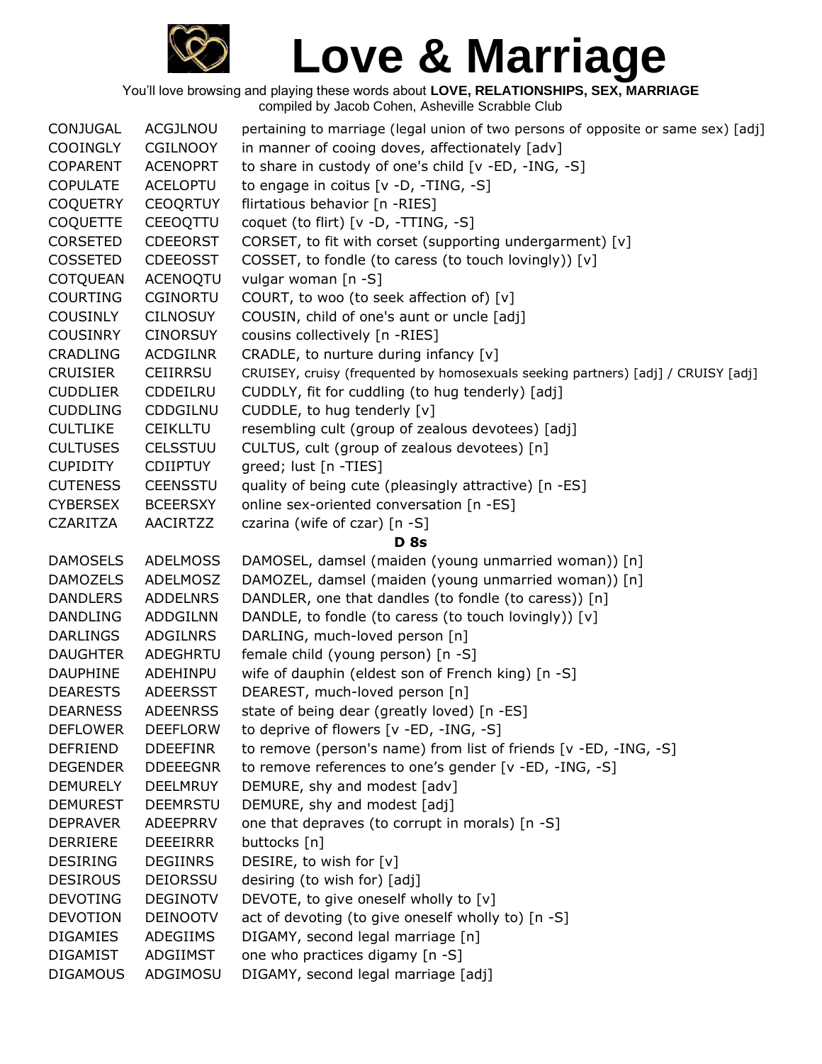# Love & Marriage

You'll love browsing and playing these words about **LOVE, RELATIONSHIPS, SEX, MARRIAGE**
compiled by Jacob Cohen, Asheville Scrabble Club

| | | |
|---|---|---|
| CONJUGAL | ACGJLNOU | pertaining to marriage (legal union of two persons of opposite or same sex) [adj] |
| COOINGLY | CGILNOOY | in manner of cooing doves, affectionately [adv] |
| COPARENT | ACENOPRT | to share in custody of one's child [v -ED, -ING, -S] |
| COPULATE | ACELOPTU | to engage in coitus [v -D, -TING, -S] |
| COQUETRY | CEOQRTUY | flirtatious behavior [n -RIES] |
| COQUETTE | CEEOQTTU | coquet (to flirt) [v -D, -TTING, -S] |
| CORSETED | CDEEORST | CORSET, to fit with corset (supporting undergarment) [v] |
| COSSETED | CDEEOSST | COSSET, to fondle (to caress (to touch lovingly)) [v] |
| COTQUEAN | ACENOQTU | vulgar woman [n -S] |
| COURTING | CGINORTU | COURT, to woo (to seek affection of) [v] |
| COUSINLY | CILNOSUY | COUSIN, child of one's aunt or uncle [adj] |
| COUSINRY | CINORSUY | cousins collectively [n -RIES] |
| CRADLING | ACDGILNR | CRADLE, to nurture during infancy [v] |
| CRUISIER | CEIIRRSU | CRUISEY, cruisy (frequented by homosexuals seeking partners) [adj] / CRUISY [adj] |
| CUDDLIER | CDDEILRU | CUDDLY, fit for cuddling (to hug tenderly) [adj] |
| CUDDLING | CDDGILNU | CUDDLE, to hug tenderly [v] |
| CULTLIKE | CEIKLLTU | resembling cult (group of zealous devotees) [adj] |
| CULTUSES | CELSSTUU | CULTUS, cult (group of zealous devotees) [n] |
| CUPIDITY | CDIIPTUY | greed; lust [n -TIES] |
| CUTENESS | CEENSSTU | quality of being cute (pleasingly attractive) [n -ES] |
| CYBERSEX | BCEERSXY | online sex-oriented conversation [n -ES] |
| CZARITZA | AACIRTZZ | czarina (wife of czar) [n -S] |

**D 8s**

| | | |
|---|---|---|
| DAMOSELS | ADELMOSS | DAMOSEL, damsel (maiden (young unmarried woman)) [n] |
| DAMOZELS | ADELMOSZ | DAMOZEL, damsel (maiden (young unmarried woman)) [n] |
| DANDLERS | ADDELNRS | DANDLER, one that dandles (to fondle (to caress)) [n] |
| DANDLING | ADDGILNN | DANDLE, to fondle (to caress (to touch lovingly)) [v] |
| DARLINGS | ADGILNRS | DARLING, much-loved person [n] |
| DAUGHTER | ADEGHRTU | female child (young person) [n -S] |
| DAUPHINE | ADEHINPU | wife of dauphin (eldest son of French king) [n -S] |
| DEARESTS | ADEERSST | DEAREST, much-loved person [n] |
| DEARNESS | ADEENRSS | state of being dear (greatly loved) [n -ES] |
| DEFLOWER | DEEFLORW | to deprive of flowers [v -ED, -ING, -S] |
| DEFRIEND | DDEEFINR | to remove (person's name) from list of friends [v -ED, -ING, -S] |
| DEGENDER | DDEEEGNR | to remove references to one's gender [v -ED, -ING, -S] |
| DEMURELY | DEELMRUY | DEMURE, shy and modest [adv] |
| DEMUREST | DEEMRSTU | DEMURE, shy and modest [adj] |
| DEPRAVER | ADEEPRRV | one that depraves (to corrupt in morals) [n -S] |
| DERRIERE | DEEEIRRR | buttocks [n] |
| DESIRING | DEGIINRS | DESIRE, to wish for [v] |
| DESIROUS | DEIORSSU | desiring (to wish for) [adj] |
| DEVOTING | DEGINOTV | DEVOTE, to give oneself wholly to [v] |
| DEVOTION | DEINOOTV | act of devoting (to give oneself wholly to) [n -S] |
| DIGAMIES | ADEGIIMS | DIGAMY, second legal marriage [n] |
| DIGAMIST | ADGIIMST | one who practices digamy [n -S] |
| DIGAMOUS | ADGIMOSU | DIGAMY, second legal marriage [adj] |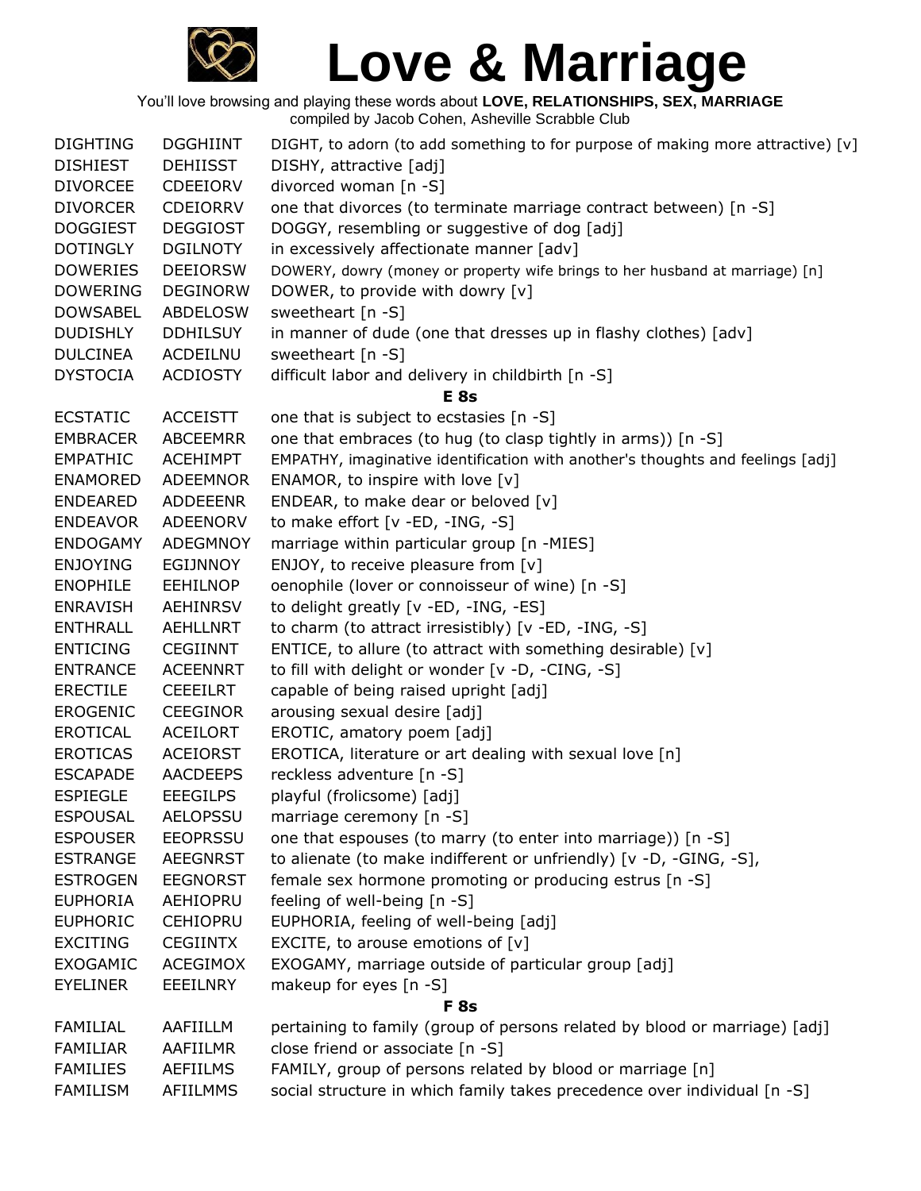# Love & Marriage

You'll love browsing and playing these words about **LOVE, RELATIONSHIPS, SEX, MARRIAGE**
compiled by Jacob Cohen, Asheville Scrabble Club

| | | |
|---|---|---|
| DIGHTING | DGGHIINT | DIGHT, to adorn (to add something to for purpose of making more attractive) [v] |
| DISHIEST | DEHIISST | DISHY, attractive [adj] |
| DIVORCEE | CDEEIORV | divorced woman [n -S] |
| DIVORCER | CDEIORRV | one that divorces (to terminate marriage contract between) [n -S] |
| DOGGIEST | DEGGIOST | DOGGY, resembling or suggestive of dog [adj] |
| DOTINGLY | DGILNOTY | in excessively affectionate manner [adv] |
| DOWERIES | DEEIORSW | DOWERY, dowry (money or property wife brings to her husband at marriage) [n] |
| DOWERING | DEGINORW | DOWER, to provide with dowry [v] |
| DOWSABEL | ABDELOSW | sweetheart [n -S] |
| DUDISHLY | DDHILSUY | in manner of dude (one that dresses up in flashy clothes) [adv] |
| DULCINEA | ACDEILNU | sweetheart [n -S] |
| DYSTOCIA | ACDIOSTY | difficult labor and delivery in childbirth [n -S] |

### E 8s

| | | |
|---|---|---|
| ECSTATIC | ACCEISTT | one that is subject to ecstasies [n -S] |
| EMBRACER | ABCEEMRR | one that embraces (to hug (to clasp tightly in arms)) [n -S] |
| EMPATHIC | ACEHIMPT | EMPATHY, imaginative identification with another's thoughts and feelings [adj] |
| ENAMORED | ADEEMNOR | ENAMOR, to inspire with love [v] |
| ENDEARED | ADDEEENR | ENDEAR, to make dear or beloved [v] |
| ENDEAVOR | ADEENORV | to make effort [v -ED, -ING, -S] |
| ENDOGAMY | ADEGMNOY | marriage within particular group [n -MIES] |
| ENJOYING | EGIJNNOY | ENJOY, to receive pleasure from [v] |
| ENOPHILE | EEHILNOP | oenophile (lover or connoisseur of wine) [n -S] |
| ENRAVISH | AEHINRSV | to delight greatly [v -ED, -ING, -ES] |
| ENTHRALL | AEHLLNRT | to charm (to attract irresistibly) [v -ED, -ING, -S] |
| ENTICING | CEGIINNT | ENTICE, to allure (to attract with something desirable) [v] |
| ENTRANCE | ACEENNRT | to fill with delight or wonder [v -D, -CING, -S] |
| ERECTILE | CEEEILRT | capable of being raised upright [adj] |
| EROGENIC | CEEGINOR | arousing sexual desire [adj] |
| EROTICAL | ACEILORT | EROTIC, amatory poem [adj] |
| EROTICAS | ACEIORST | EROTICA, literature or art dealing with sexual love [n] |
| ESCAPADE | AACDEEPS | reckless adventure [n -S] |
| ESPIEGLE | EEEGILPS | playful (frolicsome) [adj] |
| ESPOUSAL | AELOPSSU | marriage ceremony [n -S] |
| ESPOUSER | EEOPRSSU | one that espouses (to marry (to enter into marriage)) [n -S] |
| ESTRANGE | AEEGNRST | to alienate (to make indifferent or unfriendly) [v -D, -GING, -S], |
| ESTROGEN | EEGNORST | female sex hormone promoting or producing estrus [n -S] |
| EUPHORIA | AEHIOPRU | feeling of well-being [n -S] |
| EUPHORIC | CEHIOPRU | EUPHORIA, feeling of well-being [adj] |
| EXCITING | CEGIINTX | EXCITE, to arouse emotions of [v] |
| EXOGAMIC | ACEGIMOX | EXOGAMY, marriage outside of particular group [adj] |
| EYELINER | EEEILNRY | makeup for eyes [n -S] |

### F 8s

| | | |
|---|---|---|
| FAMILIAL | AAFIILLM | pertaining to family (group of persons related by blood or marriage) [adj] |
| FAMILIAR | AAFIILMR | close friend or associate [n -S] |
| FAMILIES | AEFIILMS | FAMILY, group of persons related by blood or marriage [n] |
| FAMILISM | AFIILMMS | social structure in which family takes precedence over individual [n -S] |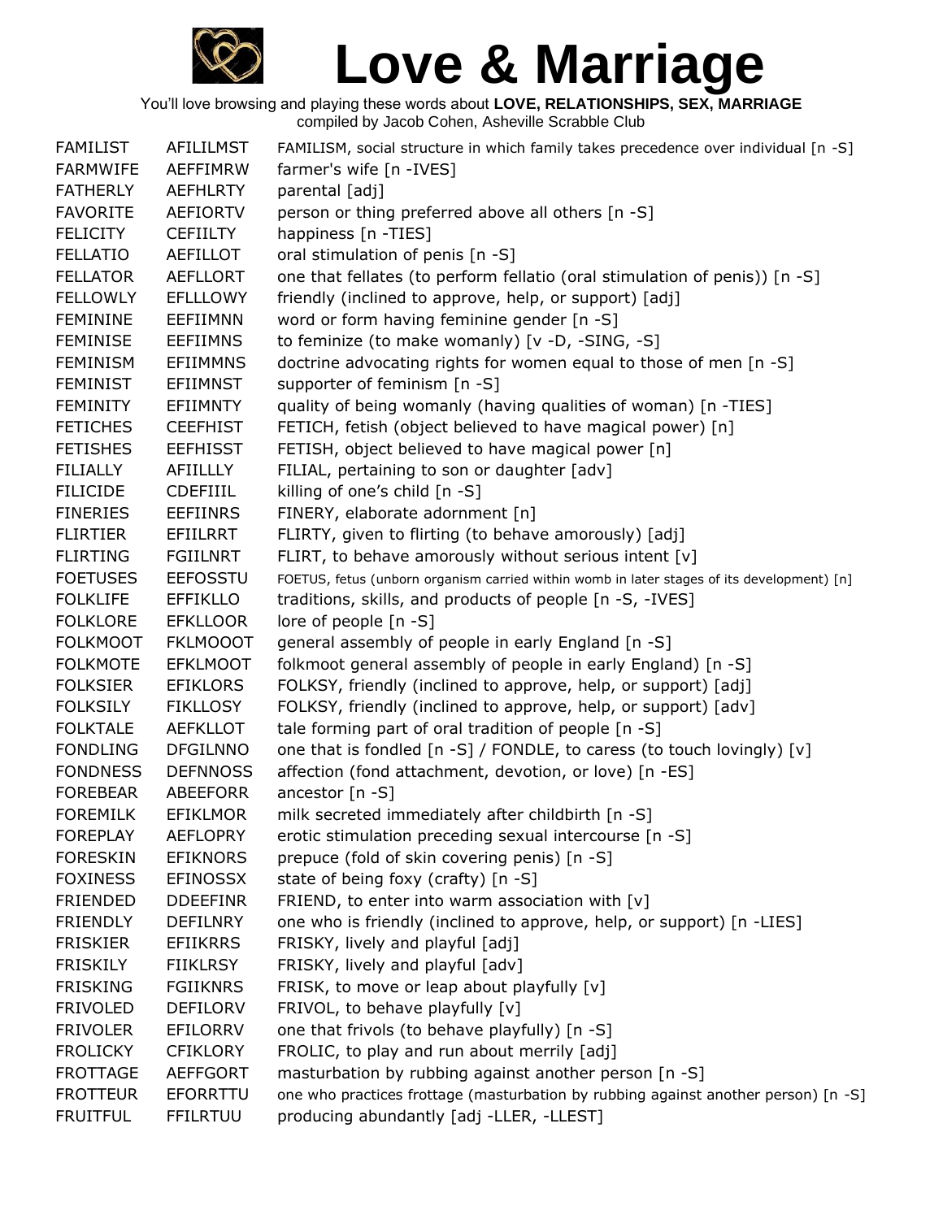# Love & Marriage

You'll love browsing and playing these words about **LOVE, RELATIONSHIPS, SEX, MARRIAGE**
compiled by Jacob Cohen, Asheville Scrabble Club

| | | |
|---|---|---|
| FAMILIST | AFILILMST | FAMILISM, social structure in which family takes precedence over individual [n -S] |
| FARMWIFE | AEFFIMRW | farmer's wife [n -IVES] |
| FATHERLY | AEFHLRTY | parental [adj] |
| FAVORITE | AEFIORTV | person or thing preferred above all others [n -S] |
| FELICITY | CEFIILTY | happiness [n -TIES] |
| FELLATIO | AEFILLOT | oral stimulation of penis [n -S] |
| FELLATOR | AEFLLORT | one that fellates (to perform fellatio (oral stimulation of penis)) [n -S] |
| FELLOWLY | EFLLLOWY | friendly (inclined to approve, help, or support) [adj] |
| FEMININE | EEFIIMNN | word or form having feminine gender [n -S] |
| FEMINISE | EEFIIMNS | to feminize (to make womanly) [v -D, -SING, -S] |
| FEMINISM | EFIIMMNS | doctrine advocating rights for women equal to those of men [n -S] |
| FEMINIST | EFIIMNST | supporter of feminism [n -S] |
| FEMINITY | EFIIMNTY | quality of being womanly (having qualities of woman) [n -TIES] |
| FETICHES | CEEFHIST | FETICH, fetish (object believed to have magical power) [n] |
| FETISHES | EEFHISST | FETISH, object believed to have magical power [n] |
| FILIALLY | AFIILLLY | FILIAL, pertaining to son or daughter [adv] |
| FILICIDE | CDEFIIIL | killing of one's child [n -S] |
| FINERIES | EEFIINRS | FINERY, elaborate adornment [n] |
| FLIRTIER | EFIILRRT | FLIRTY, given to flirting (to behave amorously) [adj] |
| FLIRTING | FGIILNRT | FLIRT, to behave amorously without serious intent [v] |
| FOETUSES | EEFOSSTU | FOETUS, fetus (unborn organism carried within womb in later stages of its development) [n] |
| FOLKLIFE | EFFIKLLO | traditions, skills, and products of people [n -S, -IVES] |
| FOLKLORE | EFKLLOOR | lore of people [n -S] |
| FOLKMOOT | FKLMOOOT | general assembly of people in early England [n -S] |
| FOLKMOTE | EFKLMOOT | folkmoot general assembly of people in early England) [n -S] |
| FOLKSIER | EFIKLORS | FOLKSY, friendly (inclined to approve, help, or support) [adj] |
| FOLKSILY | FIKLLOSY | FOLKSY, friendly (inclined to approve, help, or support) [adv] |
| FOLKTALE | AEFKLLOT | tale forming part of oral tradition of people [n -S] |
| FONDLING | DFGILNNO | one that is fondled [n -S] / FONDLE, to caress (to touch lovingly) [v] |
| FONDNESS | DEFNNOSS | affection (fond attachment, devotion, or love) [n -ES] |
| FOREBEAR | ABEEFORR | ancestor [n -S] |
| FOREMILK | EFIKLMOR | milk secreted immediately after childbirth [n -S] |
| FOREPLAY | AEFLOPRY | erotic stimulation preceding sexual intercourse [n -S] |
| FORESKIN | EFIKNORS | prepuce (fold of skin covering penis) [n -S] |
| FOXINESS | EFINOSSX | state of being foxy (crafty) [n -S] |
| FRIENDED | DDEEFINR | FRIEND, to enter into warm association with [v] |
| FRIENDLY | DEFILNRY | one who is friendly (inclined to approve, help, or support) [n -LIES] |
| FRISKIER | EFIIKRRS | FRISKY, lively and playful [adj] |
| FRISKILY | FIIKLRSY | FRISKY, lively and playful [adv] |
| FRISKING | FGIIKNRS | FRISK, to move or leap about playfully [v] |
| FRIVOLED | DEFILORV | FRIVOL, to behave playfully [v] |
| FRIVOLER | EFILORRV | one that frivols (to behave playfully) [n -S] |
| FROLICKY | CFIKLORY | FROLIC, to play and run about merrily [adj] |
| FROTTAGE | AEFFGORT | masturbation by rubbing against another person [n -S] |
| FROTTEUR | EFORRTTU | one who practices frottage (masturbation by rubbing against another person) [n -S] |
| FRUITFUL | FFILRTUU | producing abundantly [adj -LLER, -LLEST] |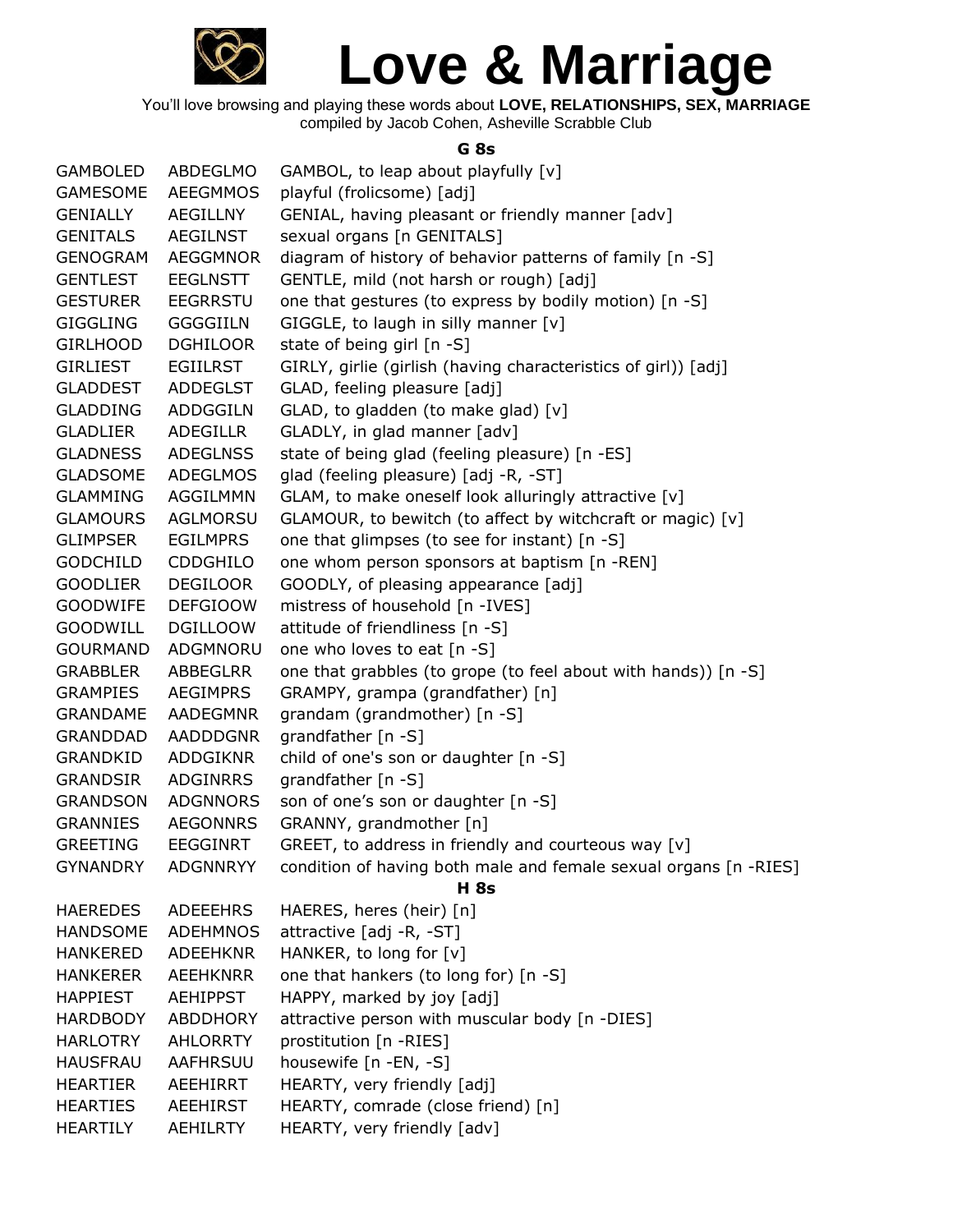# Love & Marriage

You'll love browsing and playing these words about **LOVE, RELATIONSHIPS, SEX, MARRIAGE**
compiled by Jacob Cohen, Asheville Scrabble Club

### G 8s

| | | |
|---|---|---|
| GAMBOLED | ABDEGLMO | GAMBOL, to leap about playfully [v] |
| GAMESOME | AEEGMMOS | playful (frolicsome) [adj] |
| GENIALLY | AEGILLNY | GENIAL, having pleasant or friendly manner [adv] |
| GENITALS | AEGILNST | sexual organs [n GENITALS] |
| GENOGRAM | AEGGMNOR | diagram of history of behavior patterns of family [n -S] |
| GENTLEST | EEGLNSTT | GENTLE, mild (not harsh or rough) [adj] |
| GESTURER | EEGRRSTU | one that gestures (to express by bodily motion) [n -S] |
| GIGGLING | GGGGIILN | GIGGLE, to laugh in silly manner [v] |
| GIRLHOOD | DGHILOOR | state of being girl [n -S] |
| GIRLIEST | EGIILRST | GIRLY, girlie (girlish (having characteristics of girl)) [adj] |
| GLADDEST | ADDEGLST | GLAD, feeling pleasure [adj] |
| GLADDING | ADDGGILN | GLAD, to gladden (to make glad) [v] |
| GLADLIER | ADEGILLR | GLADLY, in glad manner [adv] |
| GLADNESS | ADEGLNSS | state of being glad (feeling pleasure) [n -ES] |
| GLADSOME | ADEGLMOS | glad (feeling pleasure) [adj -R, -ST] |
| GLAMMING | AGGILMMN | GLAM, to make oneself look alluringly attractive [v] |
| GLAMOURS | AGLMORSU | GLAMOUR, to bewitch (to affect by witchcraft or magic) [v] |
| GLIMPSER | EGILMPRS | one that glimpses (to see for instant) [n -S] |
| GODCHILD | CDDGHILO | one whom person sponsors at baptism [n -REN] |
| GOODLIER | DEGILOOR | GOODLY, of pleasing appearance [adj] |
| GOODWIFE | DEFGIOOW | mistress of household [n -IVES] |
| GOODWILL | DGILLOOW | attitude of friendliness [n -S] |
| GOURMAND | ADGMNORU | one who loves to eat [n -S] |
| GRABBLER | ABBEGLRR | one that grabbles (to grope (to feel about with hands)) [n -S] |
| GRAMPIES | AEGIMPRS | GRAMPY, grampa (grandfather) [n] |
| GRANDAME | AADEGMNR | grandam (grandmother) [n -S] |
| GRANDDAD | AADDDGNR | grandfather [n -S] |
| GRANDKID | ADDGIKNR | child of one's son or daughter [n -S] |
| GRANDSIR | ADGINRRS | grandfather [n -S] |
| GRANDSON | ADGNNORS | son of one's son or daughter [n -S] |
| GRANNIES | AEGONNRS | GRANNY, grandmother [n] |
| GREETING | EEGGINRT | GREET, to address in friendly and courteous way [v] |
| GYNANDRY | ADGNNRYY | condition of having both male and female sexual organs [n -RIES] |

### H 8s

| | | |
|---|---|---|
| HAEREDES | ADEEEHRS | HAERES, heres (heir) [n] |
| HANDSOME | ADEHMNOS | attractive [adj -R, -ST] |
| HANKERED | ADEEHKNR | HANKER, to long for [v] |
| HANKERER | AEEHKNRR | one that hankers (to long for) [n -S] |
| HAPPIEST | AEHIPPST | HAPPY, marked by joy [adj] |
| HARDBODY | ABDDHORY | attractive person with muscular body [n -DIES] |
| HARLOTRY | AHLORRTY | prostitution [n -RIES] |
| HAUSFRAU | AAFHRSUU | housewife [n -EN, -S] |
| HEARTIER | AEEHIRRT | HEARTY, very friendly [adj] |
| HEARTIES | AEEHIRST | HEARTY, comrade (close friend) [n] |
| HEARTILY | AEHILRTY | HEARTY, very friendly [adv] |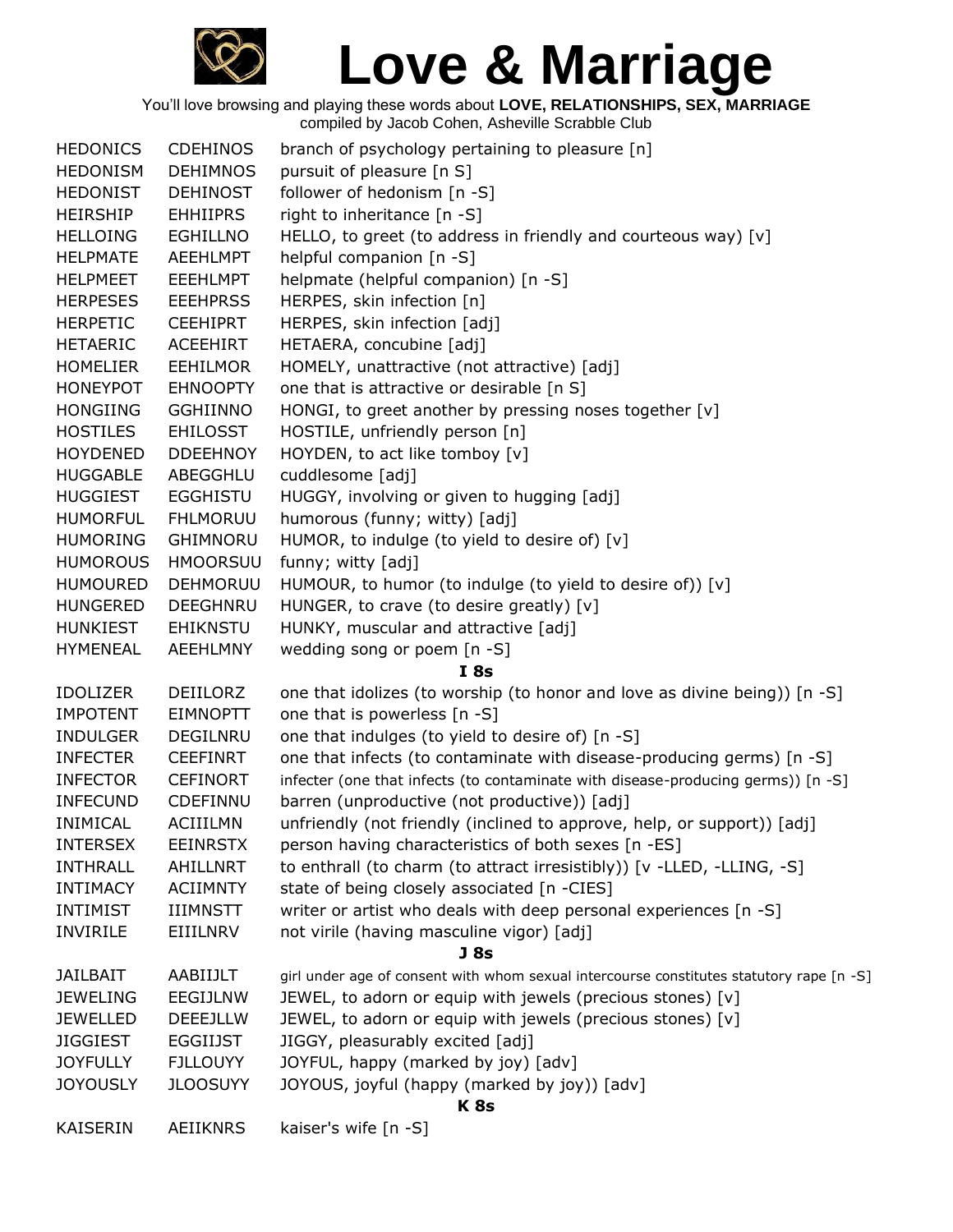# Love & Marriage

You'll love browsing and playing these words about **LOVE, RELATIONSHIPS, SEX, MARRIAGE**
compiled by Jacob Cohen, Asheville Scrabble Club

| | | |
|---|---|---|
| HEDONICS | CDEHINOS | branch of psychology pertaining to pleasure [n] |
| HEDONISM | DEHIMNOS | pursuit of pleasure [n S] |
| HEDONIST | DEHINOST | follower of hedonism [n -S] |
| HEIRSHIP | EHHIIPRS | right to inheritance [n -S] |
| HELLOING | EGHILLNO | HELLO, to greet (to address in friendly and courteous way) [v] |
| HELPMATE | AEEHLMPT | helpful companion [n -S] |
| HELPMEET | EEEHLMPT | helpmate (helpful companion) [n -S] |
| HERPESES | EEEHPRSS | HERPES, skin infection [n] |
| HERPETIC | CEEHIPRT | HERPES, skin infection [adj] |
| HETAERIC | ACEEHIRT | HETAERA, concubine [adj] |
| HOMELIER | EEHILMOR | HOMELY, unattractive (not attractive) [adj] |
| HONEYPOT | EHNOOPTY | one that is attractive or desirable [n S] |
| HONGIING | GGHIINNO | HONGI, to greet another by pressing noses together [v] |
| HOSTILES | EHILOSST | HOSTILE, unfriendly person [n] |
| HOYDENED | DDEEHNOY | HOYDEN, to act like tomboy [v] |
| HUGGABLE | ABEGGHLU | cuddlesome [adj] |
| HUGGIEST | EGGHISTU | HUGGY, involving or given to hugging [adj] |
| HUMORFUL | FHLMORUU | humorous (funny; witty) [adj] |
| HUMORING | GHIMNORU | HUMOR, to indulge (to yield to desire of) [v] |
| HUMOROUS | HMOORSUU | funny; witty [adj] |
| HUMOURED | DEHMORUU | HUMOUR, to humor (to indulge (to yield to desire of)) [v] |
| HUNGERED | DEEGHNRU | HUNGER, to crave (to desire greatly) [v] |
| HUNKIEST | EHIKNSTU | HUNKY, muscular and attractive [adj] |
| HYMENEAL | AEEHLMNY | wedding song or poem [n -S] |
| | | **I 8s** |
| IDOLIZER | DEIILORZ | one that idolizes (to worship (to honor and love as divine being)) [n -S] |
| IMPOTENT | EIMNOPTT | one that is powerless [n -S] |
| INDULGER | DEGILNRU | one that indulges (to yield to desire of) [n -S] |
| INFECTER | CEEFINRT | one that infects (to contaminate with disease-producing germs) [n -S] |
| INFECTOR | CEFINORT | infecter (one that infects (to contaminate with disease-producing germs)) [n -S] |
| INFECUND | CDEFINNU | barren (unproductive (not productive)) [adj] |
| INIMICAL | ACIIILMN | unfriendly (not friendly (inclined to approve, help, or support)) [adj] |
| INTERSEX | EEINRSTX | person having characteristics of both sexes [n -ES] |
| INTHRALL | AHILLNRT | to enthrall (to charm (to attract irresistibly)) [v -LLED, -LLING, -S] |
| INTIMACY | ACIIMNTY | state of being closely associated [n -CIES] |
| INTIMIST | IIIMNSTT | writer or artist who deals with deep personal experiences [n -S] |
| INVIRILE | EIIILNRV | not virile (having masculine vigor) [adj] |
| | | **J 8s** |
| JAILBAIT | AABIIJLT | girl under age of consent with whom sexual intercourse constitutes statutory rape [n -S] |
| JEWELING | EEGIJLNW | JEWEL, to adorn or equip with jewels (precious stones) [v] |
| JEWELLED | DEEEJLLW | JEWEL, to adorn or equip with jewels (precious stones) [v] |
| JIGGIEST | EGGIIJST | JIGGY, pleasurably excited [adj] |
| JOYFULLY | FJLLOUYY | JOYFUL, happy (marked by joy) [adv] |
| JOYOUSLY | JLOOSUYY | JOYOUS, joyful (happy (marked by joy)) [adv] |
| | | **K 8s** |
| KAISERIN | AEIIKNRS | kaiser's wife [n -S] |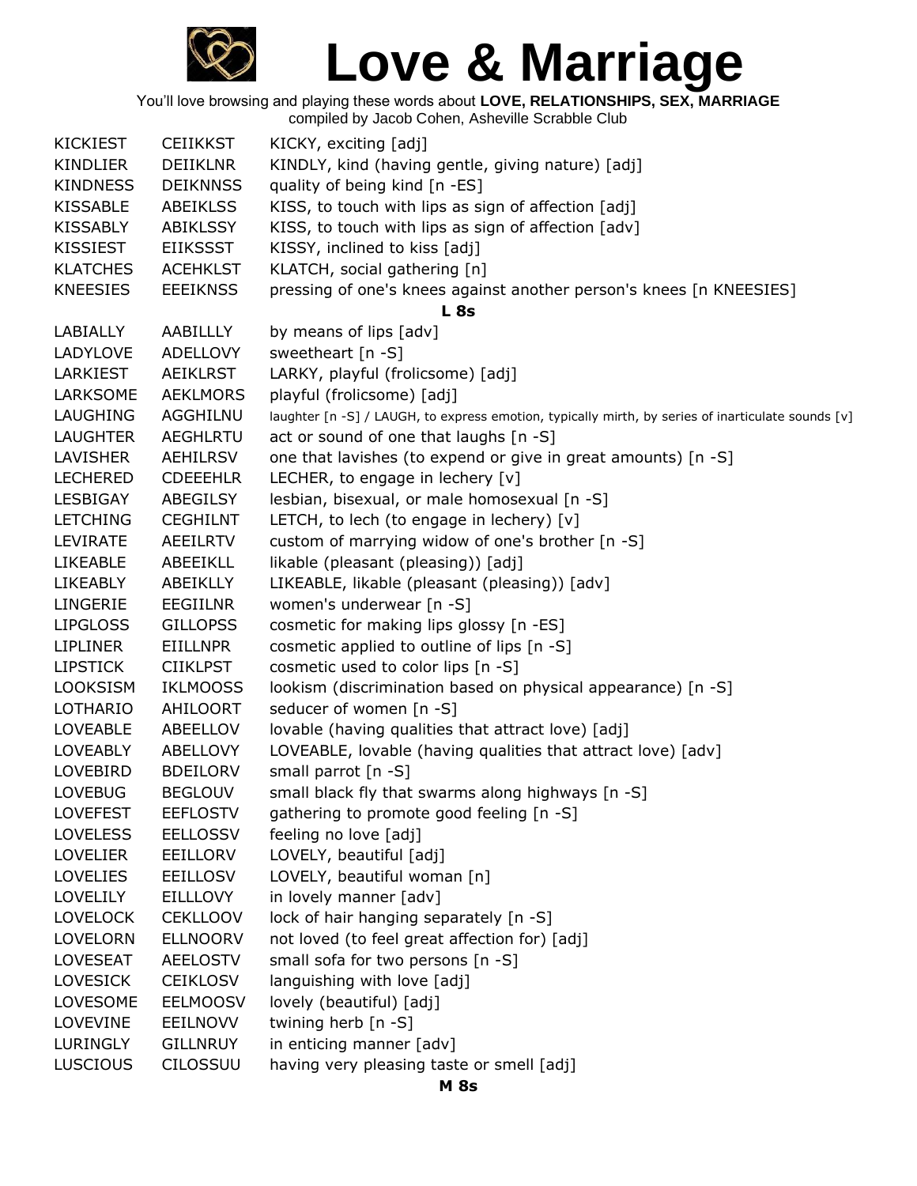# Love & Marriage

You'll love browsing and playing these words about **LOVE, RELATIONSHIPS, SEX, MARRIAGE**
compiled by Jacob Cohen, Asheville Scrabble Club

| | | |
|---|---|---|
| KICKIEST | CEIIKKST | KICKY, exciting [adj] |
| KINDLIER | DEIIKLNR | KINDLY, kind (having gentle, giving nature) [adj] |
| KINDNESS | DEIKNNSS | quality of being kind [n -ES] |
| KISSABLE | ABEIKLSS | KISS, to touch with lips as sign of affection [adj] |
| KISSABLY | ABIKLSSY | KISS, to touch with lips as sign of affection [adv] |
| KISSIEST | EIIKSSST | KISSY, inclined to kiss [adj] |
| KLATCHES | ACEHKLST | KLATCH, social gathering [n] |
| KNEESIES | EEEIKNSS | pressing of one's knees against another person's knees [n KNEESIES] |
| | | **L 8s** |
| LABIALLY | AABILLLY | by means of lips [adv] |
| LADYLOVE | ADELLOVY | sweetheart [n -S] |
| LARKIEST | AEIKLRST | LARKY, playful (frolicsome) [adj] |
| LARKSOME | AEKLMORS | playful (frolicsome) [adj] |
| LAUGHING | AGGHILNU | laughter [n -S] / LAUGH, to express emotion, typically mirth, by series of inarticulate sounds [v] |
| LAUGHTER | AEGHLRTU | act or sound of one that laughs [n -S] |
| LAVISHER | AEHILRSV | one that lavishes (to expend or give in great amounts) [n -S] |
| LECHERED | CDEEEHLR | LECHER, to engage in lechery [v] |
| LESBIGAY | ABEGILSY | lesbian, bisexual, or male homosexual [n -S] |
| LETCHING | CEGHILNT | LETCH, to lech (to engage in lechery) [v] |
| LEVIRATE | AEEILRTV | custom of marrying widow of one's brother [n -S] |
| LIKEABLE | ABEEIKLL | likable (pleasant (pleasing)) [adj] |
| LIKEABLY | ABEIKLLY | LIKEABLE, likable (pleasant (pleasing)) [adv] |
| LINGERIE | EEGIILNR | women's underwear [n -S] |
| LIPGLOSS | GILLOPSS | cosmetic for making lips glossy [n -ES] |
| LIPLINER | EIILLNPR | cosmetic applied to outline of lips [n -S] |
| LIPSTICK | CIIKLPST | cosmetic used to color lips [n -S] |
| LOOKSISM | IKLMOOSS | lookism (discrimination based on physical appearance) [n -S] |
| LOTHARIO | AHILOORT | seducer of women [n -S] |
| LOVEABLE | ABEELLOV | lovable (having qualities that attract love) [adj] |
| LOVEABLY | ABELLOVY | LOVEABLE, lovable (having qualities that attract love) [adv] |
| LOVEBIRD | BDEILORV | small parrot [n -S] |
| LOVEBUG | BEGLOUV | small black fly that swarms along highways [n -S] |
| LOVEFEST | EEFLOSTV | gathering to promote good feeling [n -S] |
| LOVELESS | EELLOSSV | feeling no love [adj] |
| LOVELIER | EEILLORV | LOVELY, beautiful [adj] |
| LOVELIES | EEILLOSV | LOVELY, beautiful woman [n] |
| LOVELILY | EILLLOVY | in lovely manner [adv] |
| LOVELOCK | CEKLLOOV | lock of hair hanging separately [n -S] |
| LOVELORN | ELLNOORV | not loved (to feel great affection for) [adj] |
| LOVESEAT | AEELOSTV | small sofa for two persons [n -S] |
| LOVESICK | CEIKLOSV | languishing with love [adj] |
| LOVESOME | EELMOOSV | lovely (beautiful) [adj] |
| LOVEVINE | EEILNOVV | twining herb [n -S] |
| LURINGLY | GILLNRUY | in enticing manner [adv] |
| LUSCIOUS | CILOSSUU | having very pleasing taste or smell [adj] |
| | | **M 8s** |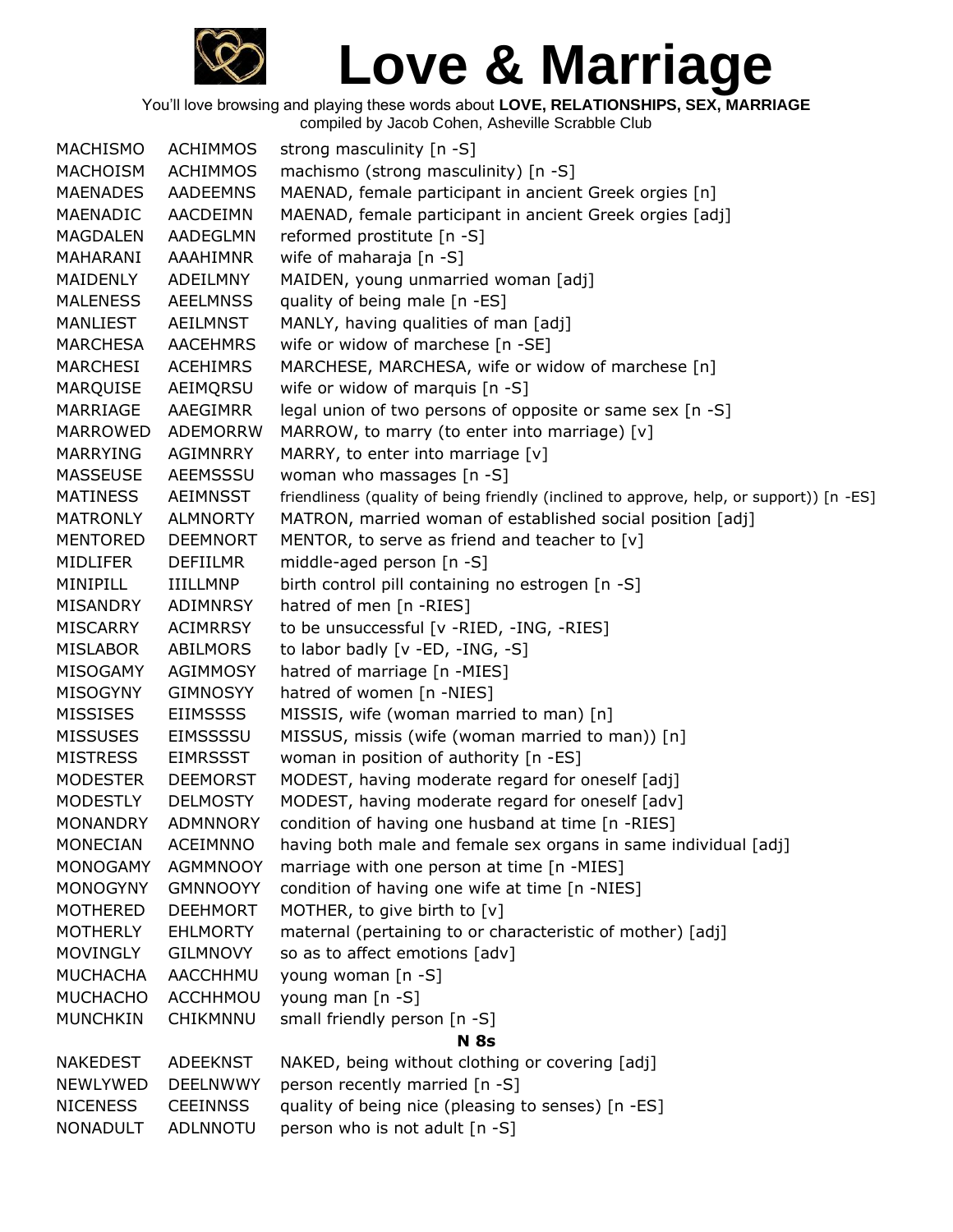# Love & Marriage

You'll love browsing and playing these words about **LOVE, RELATIONSHIPS, SEX, MARRIAGE**
compiled by Jacob Cohen, Asheville Scrabble Club

| | | |
|---|---|---|
| MACHISMO | ACHIMMOS | strong masculinity [n -S] |
| MACHOISM | ACHIMMOS | machismo (strong masculinity) [n -S] |
| MAENADES | AADEEMNS | MAENAD, female participant in ancient Greek orgies [n] |
| MAENADIC | AACDEIMN | MAENAD, female participant in ancient Greek orgies [adj] |
| MAGDALEN | AADEGLMN | reformed prostitute [n -S] |
| MAHARANI | AAAHIMNR | wife of maharaja [n -S] |
| MAIDENLY | ADEILMNY | MAIDEN, young unmarried woman [adj] |
| MALENESS | AEELMNSS | quality of being male [n -ES] |
| MANLIEST | AEILMNST | MANLY, having qualities of man [adj] |
| MARCHESA | AACEHMRS | wife or widow of marchese [n -SE] |
| MARCHESI | ACEHIMRS | MARCHESE, MARCHESA, wife or widow of marchese [n] |
| MARQUISE | AEIMQRSU | wife or widow of marquis [n -S] |
| MARRIAGE | AAEGIMRR | legal union of two persons of opposite or same sex [n -S] |
| MARROWED | ADEMORRW | MARROW, to marry (to enter into marriage) [v] |
| MARRYING | AGIMNRRY | MARRY, to enter into marriage [v] |
| MASSEUSE | AEEMSSSU | woman who massages [n -S] |
| MATINESS | AEIMNSST | friendliness (quality of being friendly (inclined to approve, help, or support)) [n -ES] |
| MATRONLY | ALMNORTY | MATRON, married woman of established social position [adj] |
| MENTORED | DEEMNORT | MENTOR, to serve as friend and teacher to [v] |
| MIDLIFER | DEFIILMR | middle-aged person [n -S] |
| MINIPILL | IIILLMNP | birth control pill containing no estrogen [n -S] |
| MISANDRY | ADIMNRSY | hatred of men [n -RIES] |
| MISCARRY | ACIMRRSY | to be unsuccessful [v -RIED, -ING, -RIES] |
| MISLABOR | ABILMORS | to labor badly [v -ED, -ING, -S] |
| MISOGAMY | AGIMMOSY | hatred of marriage [n -MIES] |
| MISOGYNY | GIMNOSYY | hatred of women [n -NIES] |
| MISSISES | EIIMSSSS | MISSIS, wife (woman married to man) [n] |
| MISSUSES | EIMSSSSU | MISSUS, missis (wife (woman married to man)) [n] |
| MISTRESS | EIMRSSST | woman in position of authority [n -ES] |
| MODESTER | DEEMORST | MODEST, having moderate regard for oneself [adj] |
| MODESTLY | DELMOSTY | MODEST, having moderate regard for oneself [adv] |
| MONANDRY | ADMNNORY | condition of having one husband at time [n -RIES] |
| MONECIAN | ACEIMNNO | having both male and female sex organs in same individual [adj] |
| MONOGAMY | AGMMNOOY | marriage with one person at time [n -MIES] |
| MONOGYNY | GMNNOOYY | condition of having one wife at time [n -NIES] |
| MOTHERED | DEEHMORT | MOTHER, to give birth to [v] |
| MOTHERLY | EHLMORTY | maternal (pertaining to or characteristic of mother) [adj] |
| MOVINGLY | GILMNOVY | so as to affect emotions [adv] |
| MUCHACHA | AACCHHMU | young woman [n -S] |
| MUCHACHO | ACCHHMOU | young man [n -S] |
| MUNCHKIN | CHIKMNNU | small friendly person [n -S] |

**N 8s**

| | | |
|---|---|---|
| NAKEDEST | ADEEKNST | NAKED, being without clothing or covering [adj] |
| NEWLYWED | DEELNWWY | person recently married [n -S] |
| NICENESS | CEEINNSS | quality of being nice (pleasing to senses) [n -ES] |
| NONADULT | ADLNNOTU | person who is not adult [n -S] |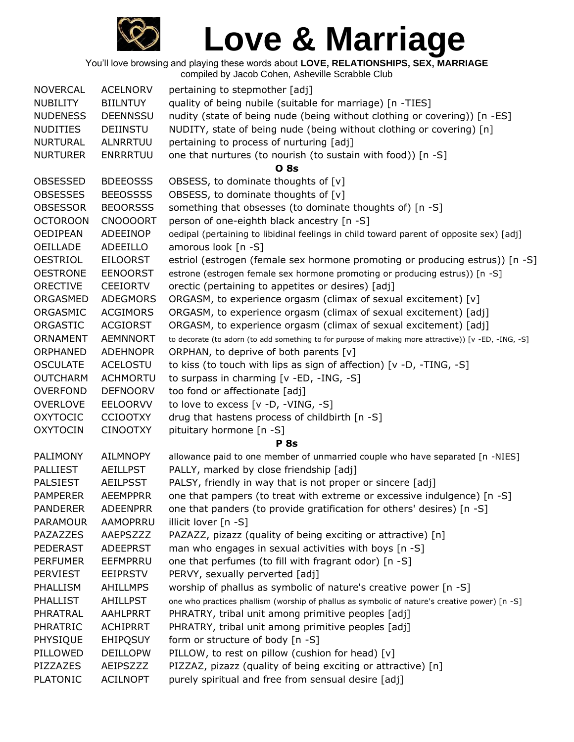# Love & Marriage

You'll love browsing and playing these words about **LOVE, RELATIONSHIPS, SEX, MARRIAGE**
compiled by Jacob Cohen, Asheville Scrabble Club

| | | |
|---|---|---|
| NOVERCAL | ACELNORV | pertaining to stepmother [adj] |
| NUBILITY | BIILNTUY | quality of being nubile (suitable for marriage) [n -TIES] |
| NUDENESS | DEENNSSU | nudity (state of being nude (being without clothing or covering)) [n -ES] |
| NUDITIES | DEIINSTU | NUDITY, state of being nude (being without clothing or covering) [n] |
| NURTURAL | ALNRRTUU | pertaining to process of nurturing [adj] |
| NURTURER | ENRRRTUU | one that nurtures (to nourish (to sustain with food)) [n -S] |

**O 8s**

| | | |
|---|---|---|
| OBSESSED | BDEEOSSS | OBSESS, to dominate thoughts of [v] |
| OBSESSES | BEEOSSSS | OBSESS, to dominate thoughts of [v] |
| OBSESSOR | BEOORSSS | something that obsesses (to dominate thoughts of) [n -S] |
| OCTOROON | CNOOOORT | person of one-eighth black ancestry [n -S] |
| OEDIPEAN | ADEEINOP | oedipal (pertaining to libidinal feelings in child toward parent of opposite sex) [adj] |
| OEILLADE | ADEEILLO | amorous look [n -S] |
| OESTRIOL | EILOORST | estriol (estrogen (female sex hormone promoting or producing estrus)) [n -S] |
| OESTRONE | EENOORST | estrone (estrogen female sex hormone promoting or producing estrus)) [n -S] |
| ORECTIVE | CEEIORTV | orectic (pertaining to appetites or desires) [adj] |
| ORGASMED | ADEGMORS | ORGASM, to experience orgasm (climax of sexual excitement) [v] |
| ORGASMIC | ACGIMORS | ORGASM, to experience orgasm (climax of sexual excitement) [adj] |
| ORGASTIC | ACGIORST | ORGASM, to experience orgasm (climax of sexual excitement) [adj] |
| ORNAMENT | AEMNNORT | to decorate (to adorn (to add something to for purpose of making more attractive)) [v -ED, -ING, -S] |
| ORPHANED | ADEHNOPR | ORPHAN, to deprive of both parents [v] |
| OSCULATE | ACELOSTU | to kiss (to touch with lips as sign of affection) [v -D, -TING, -S] |
| OUTCHARM | ACHMORTU | to surpass in charming [v -ED, -ING, -S] |
| OVERFOND | DEFNOORV | too fond or affectionate [adj] |
| OVERLOVE | EELOORVV | to love to excess [v -D, -VING, -S] |
| OXYTOCIC | CCIOOTXY | drug that hastens process of childbirth [n -S] |
| OXYTOCIN | CINOOTXY | pituitary hormone [n -S] |

**P 8s**

| | | |
|---|---|---|
| PALIMONY | AILMNOPY | allowance paid to one member of unmarried couple who have separated [n -NIES] |
| PALLIEST | AEILLPST | PALLY, marked by close friendship [adj] |
| PALSIEST | AEILPSST | PALSY, friendly in way that is not proper or sincere [adj] |
| PAMPERER | AEEMPPRR | one that pampers (to treat with extreme or excessive indulgence) [n -S] |
| PANDERER | ADEENPRR | one that panders (to provide gratification for others' desires) [n -S] |
| PARAMOUR | AAMOPRRU | illicit lover [n -S] |
| PAZAZZES | AAEPSZZZ | PAZAZZ, pizazz (quality of being exciting or attractive) [n] |
| PEDERAST | ADEEPRST | man who engages in sexual activities with boys [n -S] |
| PERFUMER | EEFMPRRU | one that perfumes (to fill with fragrant odor) [n -S] |
| PERVIEST | EEIPRSTV | PERVY, sexually perverted [adj] |
| PHALLISM | AHILLMPS | worship of phallus as symbolic of nature's creative power [n -S] |
| PHALLIST | AHILLPST | one who practices phallism (worship of phallus as symbolic of nature's creative power) [n -S] |
| PHRATRAL | AAHLPRRT | PHRATRY, tribal unit among primitive peoples [adj] |
| PHRATRIC | ACHIPRRT | PHRATRY, tribal unit among primitive peoples [adj] |
| PHYSIQUE | EHIPQSUY | form or structure of body [n -S] |
| PILLOWED | DEILLOPW | PILLOW, to rest on pillow (cushion for head) [v] |
| PIZZAZES | AEIPSZZZ | PIZZAZ, pizazz (quality of being exciting or attractive) [n] |
| PLATONIC | ACILNOPT | purely spiritual and free from sensual desire [adj] |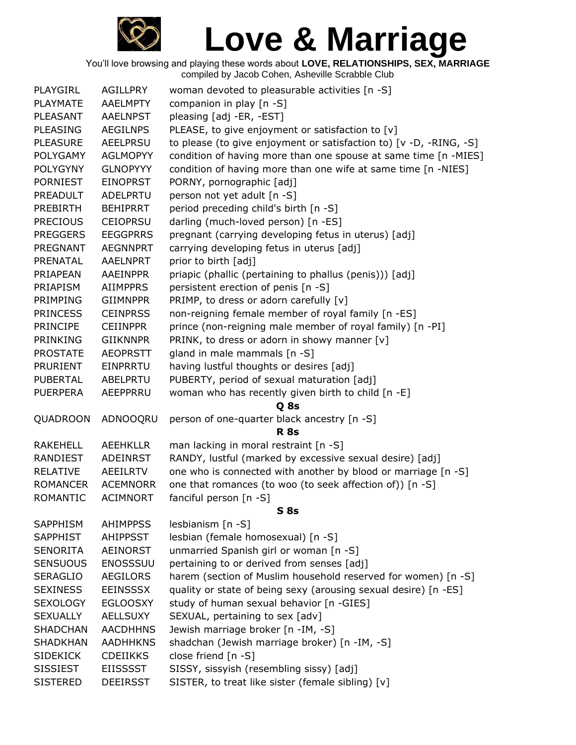# Love & Marriage

You'll love browsing and playing these words about **LOVE, RELATIONSHIPS, SEX, MARRIAGE**
compiled by Jacob Cohen, Asheville Scrabble Club

| | | |
|---|---|---|
| PLAYGIRL | AGILLPRY | woman devoted to pleasurable activities [n -S] |
| PLAYMATE | AAELMPTY | companion in play [n -S] |
| PLEASANT | AAELNPST | pleasing [adj -ER, -EST] |
| PLEASING | AEGILNPS | PLEASE, to give enjoyment or satisfaction to [v] |
| PLEASURE | AEELPRSU | to please (to give enjoyment or satisfaction to) [v -D, -RING, -S] |
| POLYGAMY | AGLMOPYY | condition of having more than one spouse at same time [n -MIES] |
| POLYGYNY | GLNOPYYY | condition of having more than one wife at same time [n -NIES] |
| PORNIEST | EINOPRST | PORNY, pornographic [adj] |
| PREADULT | ADELPRTU | person not yet adult [n -S] |
| PREBIRTH | BEHIPRRT | period preceding child's birth [n -S] |
| PRECIOUS | CEIOPRSU | darling (much-loved person) [n -ES] |
| PREGGERS | EEGGPRRS | pregnant (carrying developing fetus in uterus) [adj] |
| PREGNANT | AEGNNPRT | carrying developing fetus in uterus [adj] |
| PRENATAL | AAELNPRT | prior to birth [adj] |
| PRIAPEAN | AAEINPPR | priapic (phallic (pertaining to phallus (penis))) [adj] |
| PRIAPISM | AIIMPPRS | persistent erection of penis [n -S] |
| PRIMPING | GIIMNPPR | PRIMP, to dress or adorn carefully [v] |
| PRINCESS | CEINPRSS | non-reigning female member of royal family [n -ES] |
| PRINCIPE | CEIINPPR | prince (non-reigning male member of royal family) [n -PI] |
| PRINKING | GIIKNNPR | PRINK, to dress or adorn in showy manner [v] |
| PROSTATE | AEOPRSTT | gland in male mammals [n -S] |
| PRURIENT | EINPRRTU | having lustful thoughts or desires [adj] |
| PUBERTAL | ABELPRTU | PUBERTY, period of sexual maturation [adj] |
| PUERPERA | AEEPPRRU | woman who has recently given birth to child [n -E] |
| | | **Q 8s** |
| QUADROON | ADNOOQRU | person of one-quarter black ancestry [n -S] |
| | | **R 8s** |
| RAKEHELL | AEEHKLLR | man lacking in moral restraint [n -S] |
| RANDIEST | ADEINRST | RANDY, lustful (marked by excessive sexual desire) [adj] |
| RELATIVE | AEEILRTV | one who is connected with another by blood or marriage [n -S] |
| ROMANCER | ACEMNORR | one that romances (to woo (to seek affection of)) [n -S] |
| ROMANTIC | ACIMNORT | fanciful person [n -S] |
| | | **S 8s** |
| SAPPHISM | AHIMPPSS | lesbianism [n -S] |
| SAPPHIST | AHIPPSST | lesbian (female homosexual) [n -S] |
| SENORITA | AEINORST | unmarried Spanish girl or woman [n -S] |
| SENSUOUS | ENOSSSUU | pertaining to or derived from senses [adj] |
| SERAGLIO | AEGILORS | harem (section of Muslim household reserved for women) [n -S] |
| SEXINESS | EEINSSSX | quality or state of being sexy (arousing sexual desire) [n -ES] |
| SEXOLOGY | EGLOOSXY | study of human sexual behavior [n -GIES] |
| SEXUALLY | AELLSUXY | SEXUAL, pertaining to sex [adv] |
| SHADCHAN | AACDHHNS | Jewish marriage broker [n -IM, -S] |
| SHADKHAN | AADHHKNS | shadchan (Jewish marriage broker) [n -IM, -S] |
| SIDEKICK | CDEIIKKS | close friend [n -S] |
| SISSIEST | EIISSSST | SISSY, sissyish (resembling sissy) [adj] |
| SISTERED | DEEIRSST | SISTER, to treat like sister (female sibling) [v] |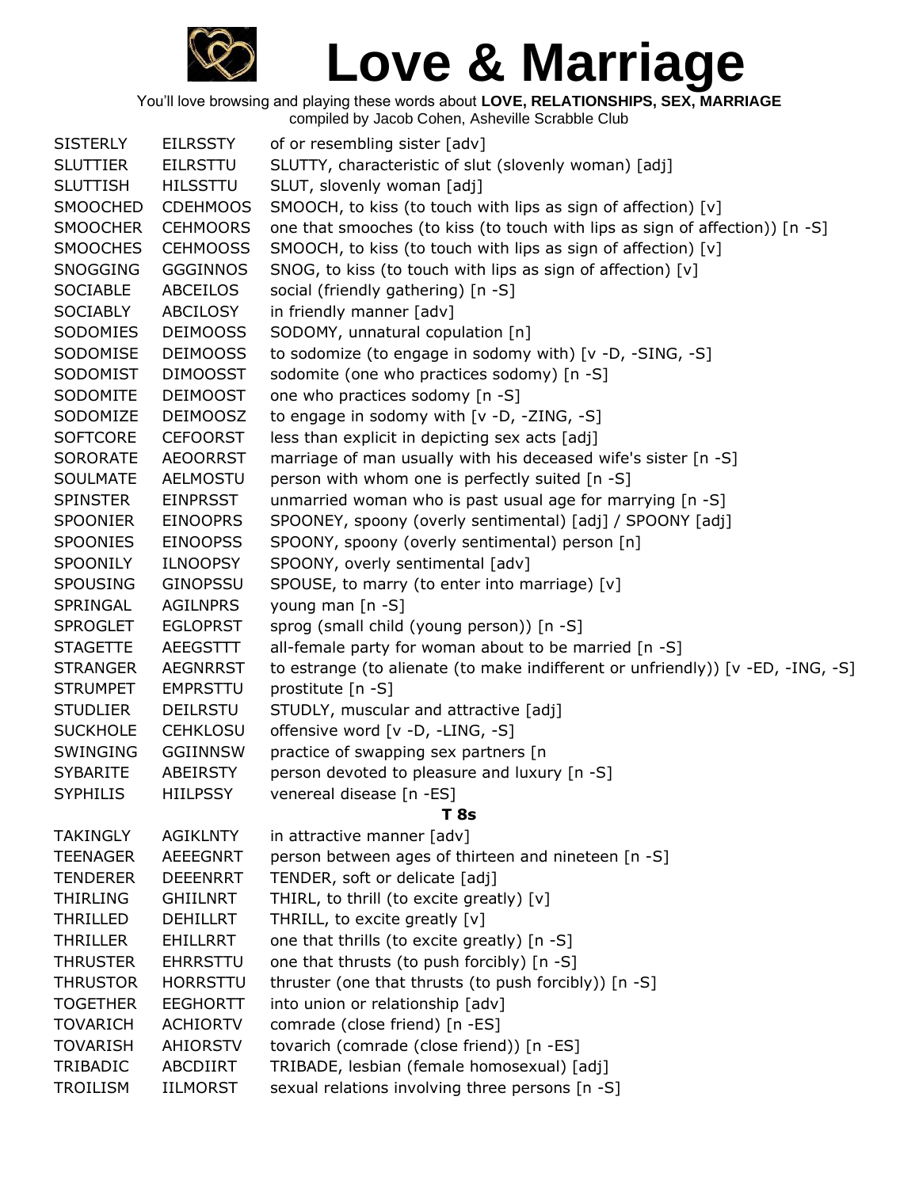# Love & Marriage

You'll love browsing and playing these words about **LOVE, RELATIONSHIPS, SEX, MARRIAGE**
compiled by Jacob Cohen, Asheville Scrabble Club

| | | |
|---|---|---|
| SISTERLY | EILRSSTY | of or resembling sister [adv] |
| SLUTTIER | EILRSTTU | SLUTTY, characteristic of slut (slovenly woman) [adj] |
| SLUTTISH | HILSSTTU | SLUT, slovenly woman [adj] |
| SMOOCHED | CDEHMOOS | SMOOCH, to kiss (to touch with lips as sign of affection) [v] |
| SMOOCHER | CEHMOORS | one that smooches (to kiss (to touch with lips as sign of affection)) [n -S] |
| SMOOCHES | CEHMOOSS | SMOOCH, to kiss (to touch with lips as sign of affection) [v] |
| SNOGGING | GGGINNOS | SNOG, to kiss (to touch with lips as sign of affection) [v] |
| SOCIABLE | ABCEILOS | social (friendly gathering) [n -S] |
| SOCIABLY | ABCILOSY | in friendly manner [adv] |
| SODOMIES | DEIMOOSS | SODOMY, unnatural copulation [n] |
| SODOMISE | DEIMOOSS | to sodomize (to engage in sodomy with) [v -D, -SING, -S] |
| SODOMIST | DIMOOSST | sodomite (one who practices sodomy) [n -S] |
| SODOMITE | DEIMOOST | one who practices sodomy [n -S] |
| SODOMIZE | DEIMOOSZ | to engage in sodomy with [v -D, -ZING, -S] |
| SOFTCORE | CEFOORST | less than explicit in depicting sex acts [adj] |
| SORORATE | AEOORRST | marriage of man usually with his deceased wife's sister [n -S] |
| SOULMATE | AELMOSTU | person with whom one is perfectly suited [n -S] |
| SPINSTER | EINPRSST | unmarried woman who is past usual age for marrying [n -S] |
| SPOONIER | EINOOPRS | SPOONEY, spoony (overly sentimental) [adj] / SPOONY [adj] |
| SPOONIES | EINOOPSS | SPOONY, spoony (overly sentimental) person [n] |
| SPOONILY | ILNOOPSY | SPOONY, overly sentimental [adv] |
| SPOUSING | GINOPSSU | SPOUSE, to marry (to enter into marriage) [v] |
| SPRINGAL | AGILNPRS | young man [n -S] |
| SPROGLET | EGLOPRST | sprog (small child (young person)) [n -S] |
| STAGETTE | AEEGSTTT | all-female party for woman about to be married [n -S] |
| STRANGER | AEGNRRST | to estrange (to alienate (to make indifferent or unfriendly)) [v -ED, -ING, -S] |
| STRUMPET | EMPRSTTU | prostitute [n -S] |
| STUDLIER | DEILRSTU | STUDLY, muscular and attractive [adj] |
| SUCKHOLE | CEHKLOSU | offensive word [v -D, -LING, -S] |
| SWINGING | GGIINNSW | practice of swapping sex partners [n |
| SYBARITE | ABEIRSTY | person devoted to pleasure and luxury [n -S] |
| SYPHILIS | HIILPSSY | venereal disease [n -ES] |

**T 8s**

| | | |
|---|---|---|
| TAKINGLY | AGIKLNTY | in attractive manner [adv] |
| TEENAGER | AEEEGNRT | person between ages of thirteen and nineteen [n -S] |
| TENDERER | DEEENRRT | TENDER, soft or delicate [adj] |
| THIRLING | GHIILNRT | THIRL, to thrill (to excite greatly) [v] |
| THRILLED | DEHILLRT | THRILL, to excite greatly [v] |
| THRILLER | EHILLRRT | one that thrills (to excite greatly) [n -S] |
| THRUSTER | EHRRSTTU | one that thrusts (to push forcibly) [n -S] |
| THRUSTOR | HORRSTTU | thruster (one that thrusts (to push forcibly)) [n -S] |
| TOGETHER | EEGHORTT | into union or relationship [adv] |
| TOVARICH | ACHIORTV | comrade (close friend) [n -ES] |
| TOVARISH | AHIORSTV | tovarich (comrade (close friend)) [n -ES] |
| TRIBADIC | ABCDIIRT | TRIBADE, lesbian (female homosexual) [adj] |
| TROILISM | IILMORST | sexual relations involving three persons [n -S] |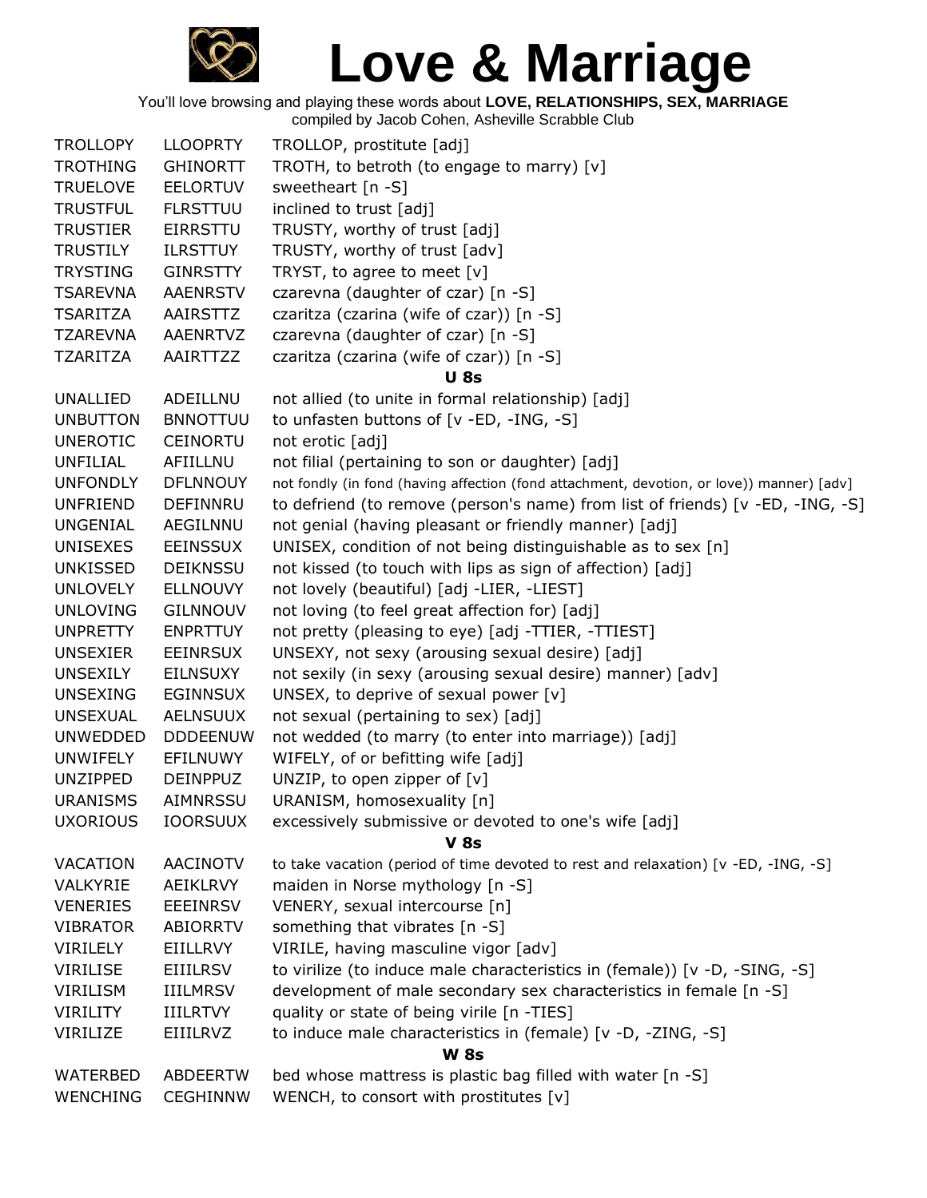# Love & Marriage

You'll love browsing and playing these words about **LOVE, RELATIONSHIPS, SEX, MARRIAGE**
compiled by Jacob Cohen, Asheville Scrabble Club

| | | |
|---|---|---|
| TROLLOPY | LLOOPRTY | TROLLOP, prostitute [adj] |
| TROTHING | GHINORTT | TROTH, to betroth (to engage to marry) [v] |
| TRUELOVE | EELORTUV | sweetheart [n -S] |
| TRUSTFUL | FLRSTTUU | inclined to trust [adj] |
| TRUSTIER | EIRRSTTU | TRUSTY, worthy of trust [adj] |
| TRUSTILY | ILRSTTUY | TRUSTY, worthy of trust [adv] |
| TRYSTING | GINRSTTY | TRYST, to agree to meet [v] |
| TSAREVNA | AAENRSTV | czarevna (daughter of czar) [n -S] |
| TSARITZA | AAIRSTTZ | czaritza (czarina (wife of czar)) [n -S] |
| TZAREVNA | AAENRTVZ | czarevna (daughter of czar) [n -S] |
| TZARITZA | AAIRTTZZ | czaritza (czarina (wife of czar)) [n -S] |
| | | **U 8s** |
| UNALLIED | ADEILLNU | not allied (to unite in formal relationship) [adj] |
| UNBUTTON | BNNOTTUU | to unfasten buttons of [v -ED, -ING, -S] |
| UNEROTIC | CEINORTU | not erotic [adj] |
| UNFILIAL | AFIILLNU | not filial (pertaining to son or daughter) [adj] |
| UNFONDLY | DFLNNOUY | not fondly (in fond (having affection (fond attachment, devotion, or love)) manner) [adv] |
| UNFRIEND | DEFINNRU | to defriend (to remove (person's name) from list of friends) [v -ED, -ING, -S] |
| UNGENIAL | AEGILNNU | not genial (having pleasant or friendly manner) [adj] |
| UNISEXES | EEINSSUX | UNISEX, condition of not being distinguishable as to sex [n] |
| UNKISSED | DEIKNSSU | not kissed (to touch with lips as sign of affection) [adj] |
| UNLOVELY | ELLNOUVY | not lovely (beautiful) [adj -LIER, -LIEST] |
| UNLOVING | GILNNOUV | not loving (to feel great affection for) [adj] |
| UNPRETTY | ENPRTTUY | not pretty (pleasing to eye) [adj -TTIER, -TTIEST] |
| UNSEXIER | EEINRSUX | UNSEXY, not sexy (arousing sexual desire) [adj] |
| UNSEXILY | EILNSUXY | not sexily (in sexy (arousing sexual desire) manner) [adv] |
| UNSEXING | EGINNSUX | UNSEX, to deprive of sexual power [v] |
| UNSEXUAL | AELNSUUX | not sexual (pertaining to sex) [adj] |
| UNWEDDED | DDDEENUW | not wedded (to marry (to enter into marriage)) [adj] |
| UNWIFELY | EFILNUWY | WIFELY, of or befitting wife [adj] |
| UNZIPPED | DEINPPUZ | UNZIP, to open zipper of [v] |
| URANISMS | AIMNRSSU | URANISM, homosexuality [n] |
| UXORIOUS | IOORSUUX | excessively submissive or devoted to one's wife [adj] |
| | | **V 8s** |
| VACATION | AACINOTV | to take vacation (period of time devoted to rest and relaxation) [v -ED, -ING, -S] |
| VALKYRIE | AEIKLRVY | maiden in Norse mythology [n -S] |
| VENERIES | EEEINRSV | VENERY, sexual intercourse [n] |
| VIBRATOR | ABIORRTV | something that vibrates [n -S] |
| VIRILELY | EIILLRVY | VIRILE, having masculine vigor [adv] |
| VIRILISE | EIIILRSV | to virilize (to induce male characteristics in (female)) [v -D, -SING, -S] |
| VIRILISM | IIILMRSV | development of male secondary sex characteristics in female [n -S] |
| VIRILITY | IIILRTVY | quality or state of being virile [n -TIES] |
| VIRILIZE | EIIILRVZ | to induce male characteristics in (female) [v -D, -ZING, -S] |
| | | **W 8s** |
| WATERBED | ABDEERTW | bed whose mattress is plastic bag filled with water [n -S] |
| WENCHING | CEGHINNW | WENCH, to consort with prostitutes [v] |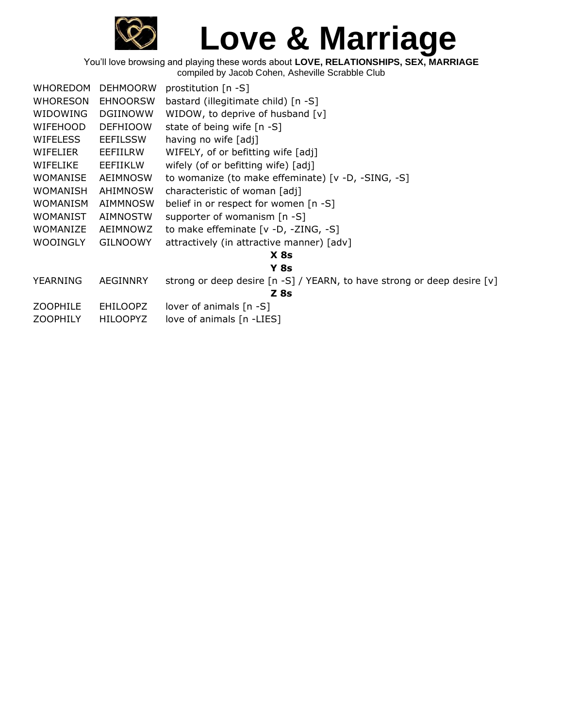# Love & Marriage

You'll love browsing and playing these words about **LOVE, RELATIONSHIPS, SEX, MARRIAGE**
compiled by Jacob Cohen, Asheville Scrabble Club

| | | |
|---|---|---|
| WHOREDOM | DEHMOORW | prostitution [n -S] |
| WHORESON | EHNOORSW | bastard (illegitimate child) [n -S] |
| WIDOWING | DGIINOWW | WIDOW, to deprive of husband [v] |
| WIFEHOOD | DEFHIOOW | state of being wife [n -S] |
| WIFELESS | EEFILSSW | having no wife [adj] |
| WIFELIER | EEFIILRW | WIFELY, of or befitting wife [adj] |
| WIFELIKE | EEFIIKLW | wifely (of or befitting wife) [adj] |
| WOMANISE | AEIMNOSW | to womanize (to make effeminate) [v -D, -SING, -S] |
| WOMANISH | AHIMNOSW | characteristic of woman [adj] |
| WOMANISM | AIMMNOSW | belief in or respect for women [n -S] |
| WOMANIST | AIMNOSTW | supporter of womanism [n -S] |
| WOMANIZE | AEIMNOWZ | to make effeminate [v -D, -ZING, -S] |
| WOOINGLY | GILNOOWY | attractively (in attractive manner) [adv] |

**X 8s**

**Y 8s**

| | | |
|---|---|---|
| YEARNING | AEGINNRY | strong or deep desire [n -S] / YEARN, to have strong or deep desire [v] |

**Z 8s**

| | | |
|---|---|---|
| ZOOPHILE | EHILOOPZ | lover of animals [n -S] |
| ZOOPHILY | HILOOPYZ | love of animals [n -LIES] |